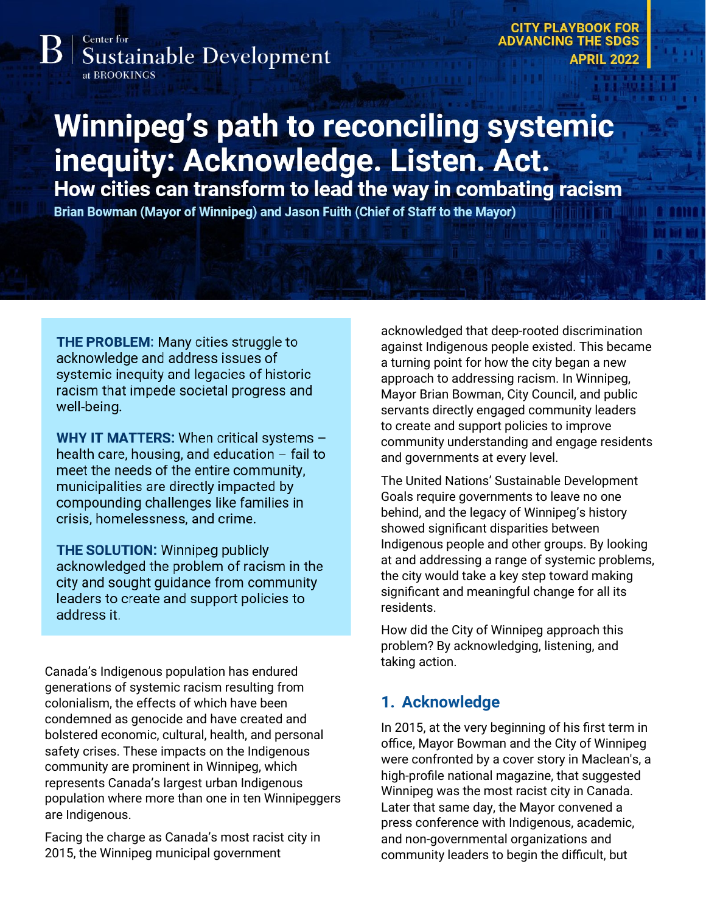Center for Sustainable Development at BROOKINGS

CITY PLAYBOOK FOR ADVANCING THE SDGS
APRIL 2022

# Winnipeg's path to reconciling systemic inequity: Acknowledge. Listen. Act.

## How cities can transform to lead the way in combating racism

**Brian Bowman (Mayor of Winnipeg) and Jason Fuith (Chief of Staff to the Mayor)**

**THE PROBLEM:** Many cities struggle to acknowledge and address issues of systemic inequity and legacies of historic racism that impede societal progress and well-being.

**WHY IT MATTERS:** When critical systems – health care, housing, and education – fail to meet the needs of the entire community, municipalities are directly impacted by compounding challenges like families in crisis, homelessness, and crime.

**THE SOLUTION:** Winnipeg publicly acknowledged the problem of racism in the city and sought guidance from community leaders to create and support policies to address it.

Canada's Indigenous population has endured generations of systemic racism resulting from colonialism, the effects of which have been condemned as genocide and have created and bolstered economic, cultural, health, and personal safety crises. These impacts on the Indigenous community are prominent in Winnipeg, which represents Canada's largest urban Indigenous population where more than one in ten Winnipeggers are Indigenous.

Facing the charge as Canada's most racist city in 2015, the Winnipeg municipal government acknowledged that deep-rooted discrimination against Indigenous people existed. This became a turning point for how the city began a new approach to addressing racism. In Winnipeg, Mayor Brian Bowman, City Council, and public servants directly engaged community leaders to create and support policies to improve community understanding and engage residents and governments at every level.

The United Nations' Sustainable Development Goals require governments to leave no one behind, and the legacy of Winnipeg's history showed significant disparities between Indigenous people and other groups. By looking at and addressing a range of systemic problems, the city would take a key step toward making significant and meaningful change for all its residents.

How did the City of Winnipeg approach this problem? By acknowledging, listening, and taking action.

## 1. Acknowledge

In 2015, at the very beginning of his first term in office, Mayor Bowman and the City of Winnipeg were confronted by a cover story in Maclean's, a high-profile national magazine, that suggested Winnipeg was the most racist city in Canada. Later that same day, the Mayor convened a press conference with Indigenous, academic, and non-governmental organizations and community leaders to begin the difficult, but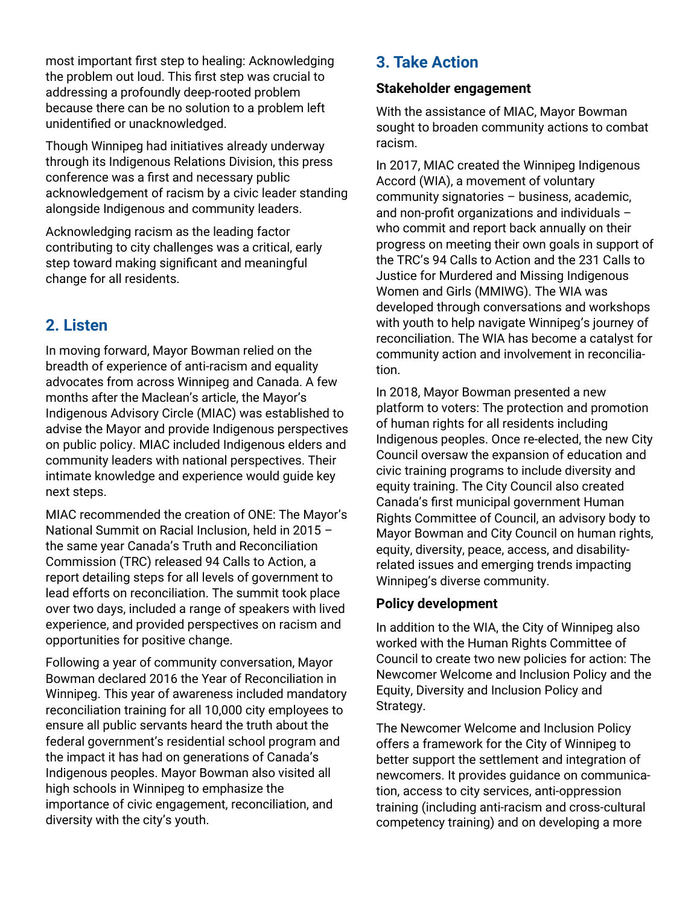most important first step to healing: Acknowledging the problem out loud. This first step was crucial to addressing a profoundly deep-rooted problem because there can be no solution to a problem left unidentified or unacknowledged.

Though Winnipeg had initiatives already underway through its Indigenous Relations Division, this press conference was a first and necessary public acknowledgement of racism by a civic leader standing alongside Indigenous and community leaders.

Acknowledging racism as the leading factor contributing to city challenges was a critical, early step toward making significant and meaningful change for all residents.

## 2. Listen

In moving forward, Mayor Bowman relied on the breadth of experience of anti-racism and equality advocates from across Winnipeg and Canada. A few months after the Maclean's article, the Mayor's Indigenous Advisory Circle (MIAC) was established to advise the Mayor and provide Indigenous perspectives on public policy. MIAC included Indigenous elders and community leaders with national perspectives. Their intimate knowledge and experience would guide key next steps.

MIAC recommended the creation of ONE: The Mayor's National Summit on Racial Inclusion, held in 2015 – the same year Canada's Truth and Reconciliation Commission (TRC) released 94 Calls to Action, a report detailing steps for all levels of government to lead efforts on reconciliation. The summit took place over two days, included a range of speakers with lived experience, and provided perspectives on racism and opportunities for positive change.

Following a year of community conversation, Mayor Bowman declared 2016 the Year of Reconciliation in Winnipeg. This year of awareness included mandatory reconciliation training for all 10,000 city employees to ensure all public servants heard the truth about the federal government's residential school program and the impact it has had on generations of Canada's Indigenous peoples. Mayor Bowman also visited all high schools in Winnipeg to emphasize the importance of civic engagement, reconciliation, and diversity with the city's youth.

## 3. Take Action

### Stakeholder engagement

With the assistance of MIAC, Mayor Bowman sought to broaden community actions to combat racism.

In 2017, MIAC created the Winnipeg Indigenous Accord (WIA), a movement of voluntary community signatories – business, academic, and non-profit organizations and individuals – who commit and report back annually on their progress on meeting their own goals in support of the TRC's 94 Calls to Action and the 231 Calls to Justice for Murdered and Missing Indigenous Women and Girls (MMIWG). The WIA was developed through conversations and workshops with youth to help navigate Winnipeg's journey of reconciliation. The WIA has become a catalyst for community action and involvement in reconciliation.

In 2018, Mayor Bowman presented a new platform to voters: The protection and promotion of human rights for all residents including Indigenous peoples. Once re-elected, the new City Council oversaw the expansion of education and civic training programs to include diversity and equity training. The City Council also created Canada's first municipal government Human Rights Committee of Council, an advisory body to Mayor Bowman and City Council on human rights, equity, diversity, peace, access, and disability-related issues and emerging trends impacting Winnipeg's diverse community.

### Policy development

In addition to the WIA, the City of Winnipeg also worked with the Human Rights Committee of Council to create two new policies for action: The Newcomer Welcome and Inclusion Policy and the Equity, Diversity and Inclusion Policy and Strategy.

The Newcomer Welcome and Inclusion Policy offers a framework for the City of Winnipeg to better support the settlement and integration of newcomers. It provides guidance on communication, access to city services, anti-oppression training (including anti-racism and cross-cultural competency training) and on developing a more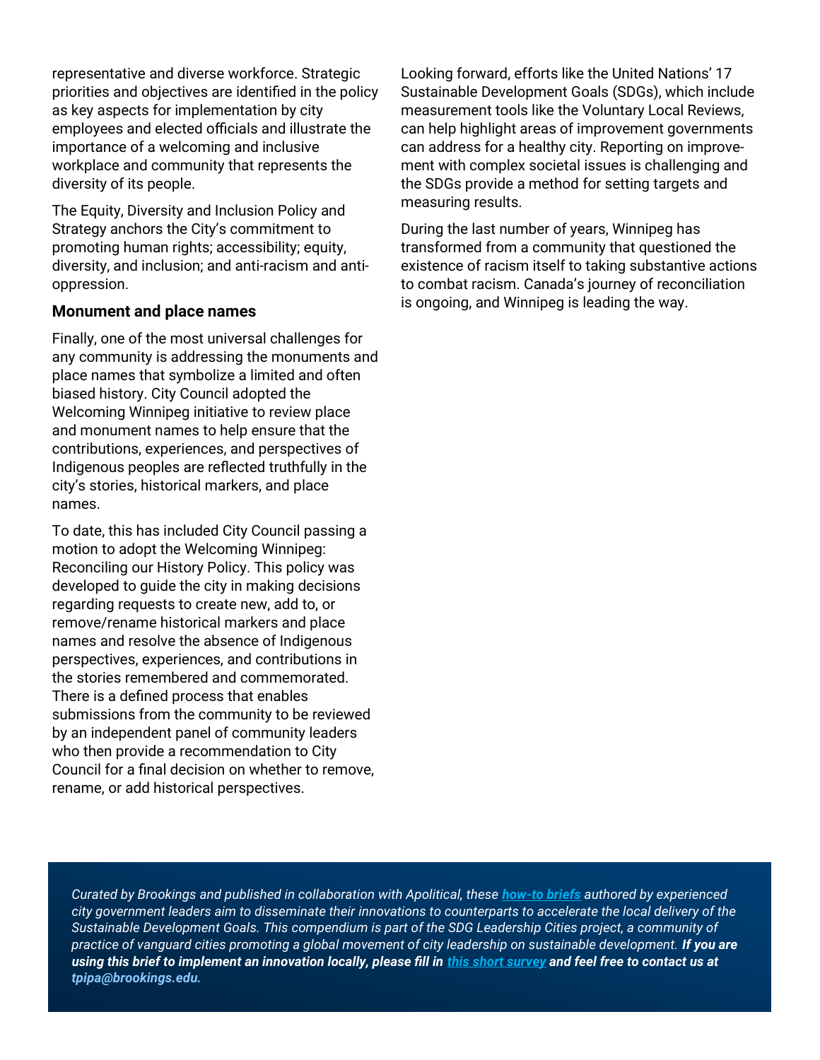representative and diverse workforce. Strategic priorities and objectives are identified in the policy as key aspects for implementation by city employees and elected officials and illustrate the importance of a welcoming and inclusive workplace and community that represents the diversity of its people.

The Equity, Diversity and Inclusion Policy and Strategy anchors the City's commitment to promoting human rights; accessibility; equity, diversity, and inclusion; and anti-racism and anti-oppression.

### Monument and place names

Finally, one of the most universal challenges for any community is addressing the monuments and place names that symbolize a limited and often biased history. City Council adopted the Welcoming Winnipeg initiative to review place and monument names to help ensure that the contributions, experiences, and perspectives of Indigenous peoples are reflected truthfully in the city's stories, historical markers, and place names.

To date, this has included City Council passing a motion to adopt the Welcoming Winnipeg: Reconciling our History Policy. This policy was developed to guide the city in making decisions regarding requests to create new, add to, or remove/rename historical markers and place names and resolve the absence of Indigenous perspectives, experiences, and contributions in the stories remembered and commemorated. There is a defined process that enables submissions from the community to be reviewed by an independent panel of community leaders who then provide a recommendation to City Council for a final decision on whether to remove, rename, or add historical perspectives.

Looking forward, efforts like the United Nations' 17 Sustainable Development Goals (SDGs), which include measurement tools like the Voluntary Local Reviews, can help highlight areas of improvement governments can address for a healthy city. Reporting on improvement with complex societal issues is challenging and the SDGs provide a method for setting targets and measuring results.

During the last number of years, Winnipeg has transformed from a community that questioned the existence of racism itself to taking substantive actions to combat racism. Canada's journey of reconciliation is ongoing, and Winnipeg is leading the way.

*Curated by Brookings and published in collaboration with Apolitical, these **how-to briefs** authored by experienced city government leaders aim to disseminate their innovations to counterparts to accelerate the local delivery of the Sustainable Development Goals. This compendium is part of the SDG Leadership Cities project, a community of practice of vanguard cities promoting a global movement of city leadership on sustainable development.* ***If you are using this brief to implement an innovation locally, please fill in this short survey and feel free to contact us at tpipa@brookings.edu.***